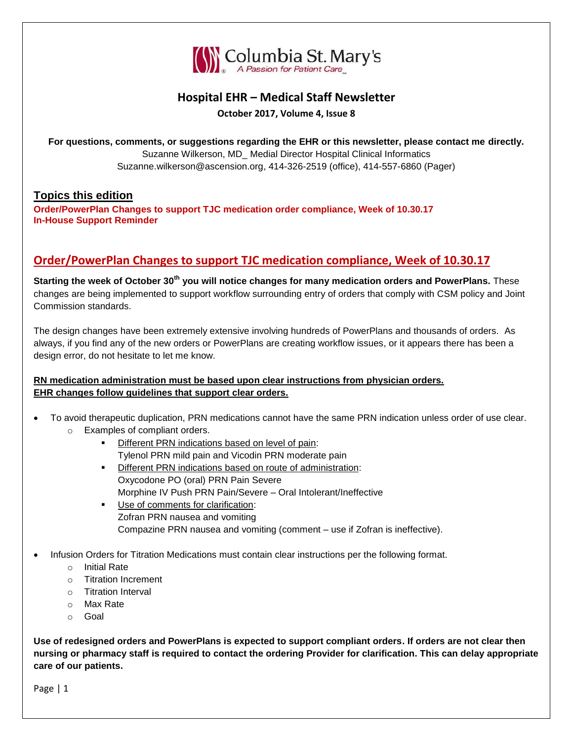Columbia St. Mary's
A Passion for Patient Care

# Hospital EHR – Medical Staff Newsletter

**October 2017, Volume 4, Issue 8**

**For questions, comments, or suggestions regarding the EHR or this newsletter, please contact me directly.**
Suzanne Wilkerson, MD_ Medial Director Hospital Clinical Informatics
Suzanne.wilkerson@ascension.org, 414-326-2519 (office), 414-557-6860 (Pager)

## Topics this edition

**Order/PowerPlan Changes to support TJC medication order compliance, Week of 10.30.17**
**In-House Support Reminder**

## Order/PowerPlan Changes to support TJC medication compliance, Week of 10.30.17

**Starting the week of October 30th you will notice changes for many medication orders and PowerPlans.** These changes are being implemented to support workflow surrounding entry of orders that comply with CSM policy and Joint Commission standards.

The design changes have been extremely extensive involving hundreds of PowerPlans and thousands of orders. As always, if you find any of the new orders or PowerPlans are creating workflow issues, or it appears there has been a design error, do not hesitate to let me know.

**RN medication administration must be based upon clear instructions from physician orders.**
**EHR changes follow guidelines that support clear orders.**

- To avoid therapeutic duplication, PRN medications cannot have the same PRN indication unless order of use clear.
  - Examples of compliant orders.
    - Different PRN indications based on level of pain:
      Tylenol PRN mild pain and Vicodin PRN moderate pain
    - Different PRN indications based on route of administration:
      Oxycodone PO (oral) PRN Pain Severe
      Morphine IV Push PRN Pain/Severe – Oral Intolerant/Ineffective
    - Use of comments for clarification:
      Zofran PRN nausea and vomiting
      Compazine PRN nausea and vomiting (comment – use if Zofran is ineffective).

- Infusion Orders for Titration Medications must contain clear instructions per the following format.
  - Initial Rate
  - Titration Increment
  - Titration Interval
  - Max Rate
  - Goal

**Use of redesigned orders and PowerPlans is expected to support compliant orders. If orders are not clear then nursing or pharmacy staff is required to contact the ordering Provider for clarification. This can delay appropriate care of our patients.**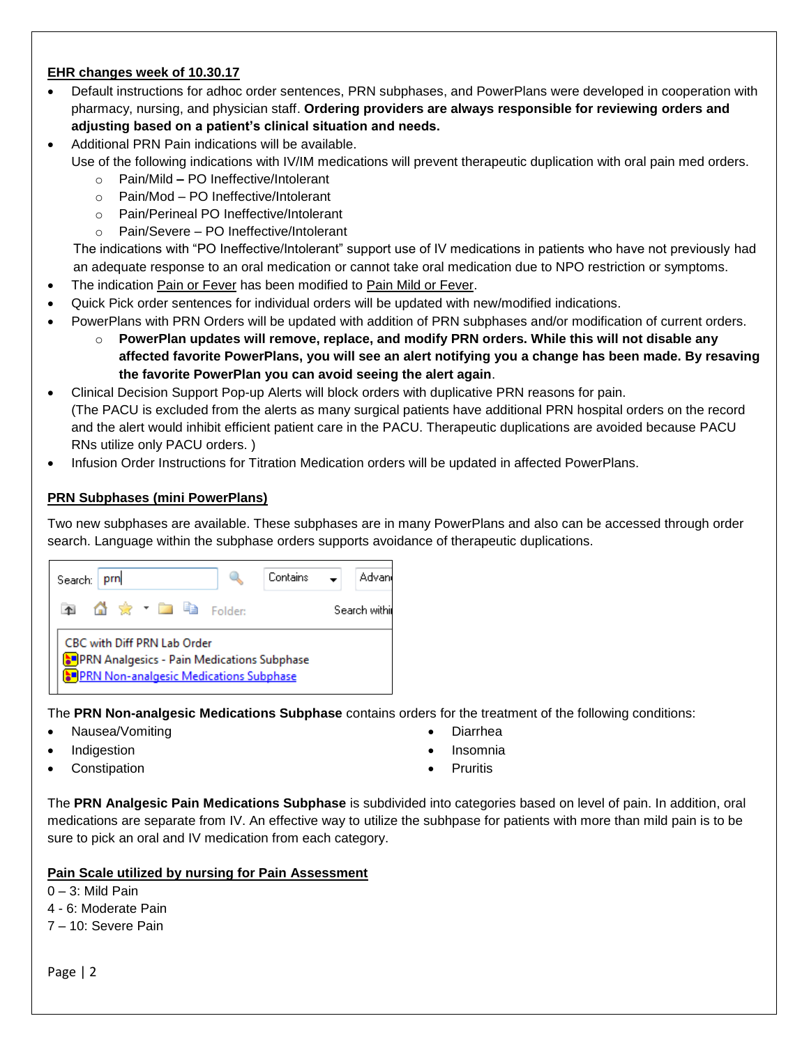**EHR changes week of 10.30.17**

- Default instructions for adhoc order sentences, PRN subphases, and PowerPlans were developed in cooperation with pharmacy, nursing, and physician staff. **Ordering providers are always responsible for reviewing orders and adjusting based on a patient's clinical situation and needs.**
- Additional PRN Pain indications will be available.
  Use of the following indications with IV/IM medications will prevent therapeutic duplication with oral pain med orders.
  - Pain/Mild **–** PO Ineffective/Intolerant
  - Pain/Mod – PO Ineffective/Intolerant
  - Pain/Perineal PO Ineffective/Intolerant
  - Pain/Severe – PO Ineffective/Intolerant

  The indications with "PO Ineffective/Intolerant" support use of IV medications in patients who have not previously had an adequate response to an oral medication or cannot take oral medication due to NPO restriction or symptoms.
- The indication Pain or Fever has been modified to Pain Mild or Fever.
- Quick Pick order sentences for individual orders will be updated with new/modified indications.
- PowerPlans with PRN Orders will be updated with addition of PRN subphases and/or modification of current orders.
  - **PowerPlan updates will remove, replace, and modify PRN orders. While this will not disable any affected favorite PowerPlans, you will see an alert notifying you a change has been made. By resaving the favorite PowerPlan you can avoid seeing the alert again**.
- Clinical Decision Support Pop-up Alerts will block orders with duplicative PRN reasons for pain.
  (The PACU is excluded from the alerts as many surgical patients have additional PRN hospital orders on the record and the alert would inhibit efficient patient care in the PACU. Therapeutic duplications are avoided because PACU RNs utilize only PACU orders. )
- Infusion Order Instructions for Titration Medication orders will be updated in affected PowerPlans.

**PRN Subphases (mini PowerPlans)**

Two new subphases are available. These subphases are in many PowerPlans and also can be accessed through order search. Language within the subphase orders supports avoidance of therapeutic duplications.

Search: prn | Contains | Advan
Folder: | Search withi

CBC with Diff PRN Lab Order
PRN Analgesics - Pain Medications Subphase
PRN Non-analgesic Medications Subphase

The **PRN Non-analgesic Medications Subphase** contains orders for the treatment of the following conditions:

- Nausea/Vomiting
- Indigestion
- Constipation
- Diarrhea
- Insomnia
- Pruritis

The **PRN Analgesic Pain Medications Subphase** is subdivided into categories based on level of pain. In addition, oral medications are separate from IV. An effective way to utilize the subhpase for patients with more than mild pain is to be sure to pick an oral and IV medication from each category.

**Pain Scale utilized by nursing for Pain Assessment**

0 – 3: Mild Pain
4 - 6: Moderate Pain
7 – 10: Severe Pain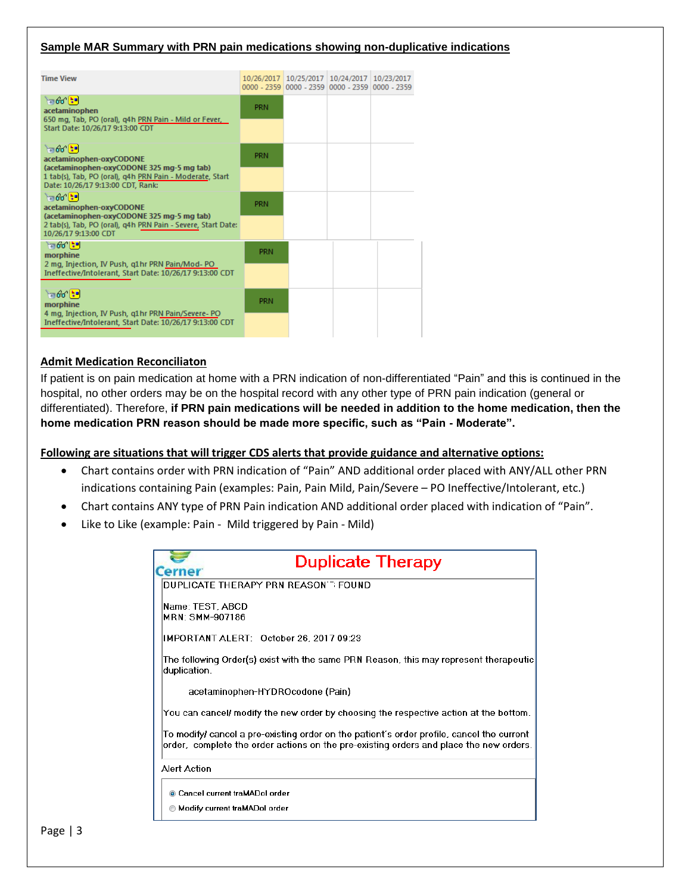**Sample MAR Summary with PRN pain medications showing non-duplicative indications**

| Time View | 10/26/2017 0000 - 2359 | 10/25/2017 0000 - 2359 | 10/24/2017 0000 - 2359 | 10/23/2017 0000 - 2359 |
|---|---|---|---|---|
| **acetaminophen**<br>650 mg, Tab, PO (oral), q4h PRN Pain - Mild or Fever, Start Date: 10/26/17 9:13:00 CDT | PRN | | | |
| **acetaminophen-oxyCODONE (acetaminophen-oxyCODONE 325 mg-5 mg tab)**<br>1 tab(s), Tab, PO (oral), q4h PRN Pain - Moderate, Start Date: 10/26/17 9:13:00 CDT, Rank: | PRN | | | |
| **acetaminophen-oxyCODONE (acetaminophen-oxyCODONE 325 mg-5 mg tab)**<br>2 tab(s), Tab, PO (oral), q4h PRN Pain - Severe, Start Date: 10/26/17 9:13:00 CDT | PRN | | | |
| **morphine**<br>2 mg, Injection, IV Push, q1hr PRN Pain/Mod- PO Ineffective/Intolerant, Start Date: 10/26/17 9:13:00 CDT | PRN | | | |
| **morphine**<br>4 mg, Injection, IV Push, q1hr PRN Pain/Severe- PO Ineffective/Intolerant, Start Date: 10/26/17 9:13:00 CDT | PRN | | | |

**Admit Medication Reconciliaton**

If patient is on pain medication at home with a PRN indication of non-differentiated "Pain" and this is continued in the hospital, no other orders may be on the hospital record with any other type of PRN pain indication (general or differentiated). Therefore, **if PRN pain medications will be needed in addition to the home medication, then the home medication PRN reason should be made more specific, such as "Pain - Moderate".**

**Following are situations that will trigger CDS alerts that provide guidance and alternative options:**

- Chart contains order with PRN indication of "Pain" AND additional order placed with ANY/ALL other PRN indications containing Pain (examples: Pain, Pain Mild, Pain/Severe – PO Ineffective/Intolerant, etc.)
- Chart contains ANY type of PRN Pain indication AND additional order placed with indication of "Pain".
- Like to Like (example: Pain - Mild triggered by Pain - Mild)

**Cerner — Duplicate Therapy**

DUPLICATE THERAPY PRN REASON'S FOUND

Name: TEST, ABCD
MRN: SMM-907186

IMPORTANT ALERT: October 26, 2017 09:23

The following Order(s) exist with the same PRN Reason, this may represent therapeutic duplication.

acetaminophen-HYDROcodone (Pain)

You can cancel/ modify the new order by choosing the respective action at the bottom.

To modify/ cancel a pre-existing order on the patient's order profile, cancel the current order, complete the order actions on the pre-existing orders and place the new orders.

Alert Action

- ◉ Cancel current traMADol order
- ○ Modify current traMADol order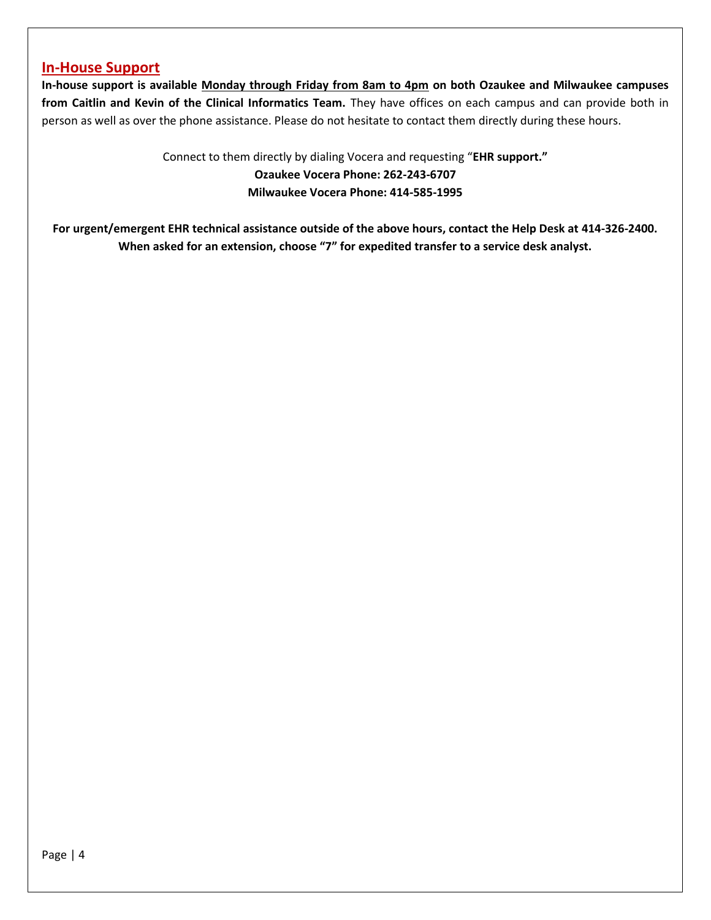## In-House Support

**In-house support is available Monday through Friday from 8am to 4pm on both Ozaukee and Milwaukee campuses from Caitlin and Kevin of the Clinical Informatics Team.** They have offices on each campus and can provide both in person as well as over the phone assistance. Please do not hesitate to contact them directly during these hours.

Connect to them directly by dialing Vocera and requesting "**EHR support."**

**Ozaukee Vocera Phone: 262-243-6707**

**Milwaukee Vocera Phone: 414-585-1995**

**For urgent/emergent EHR technical assistance outside of the above hours, contact the Help Desk at 414-326-2400. When asked for an extension, choose "7" for expedited transfer to a service desk analyst.**